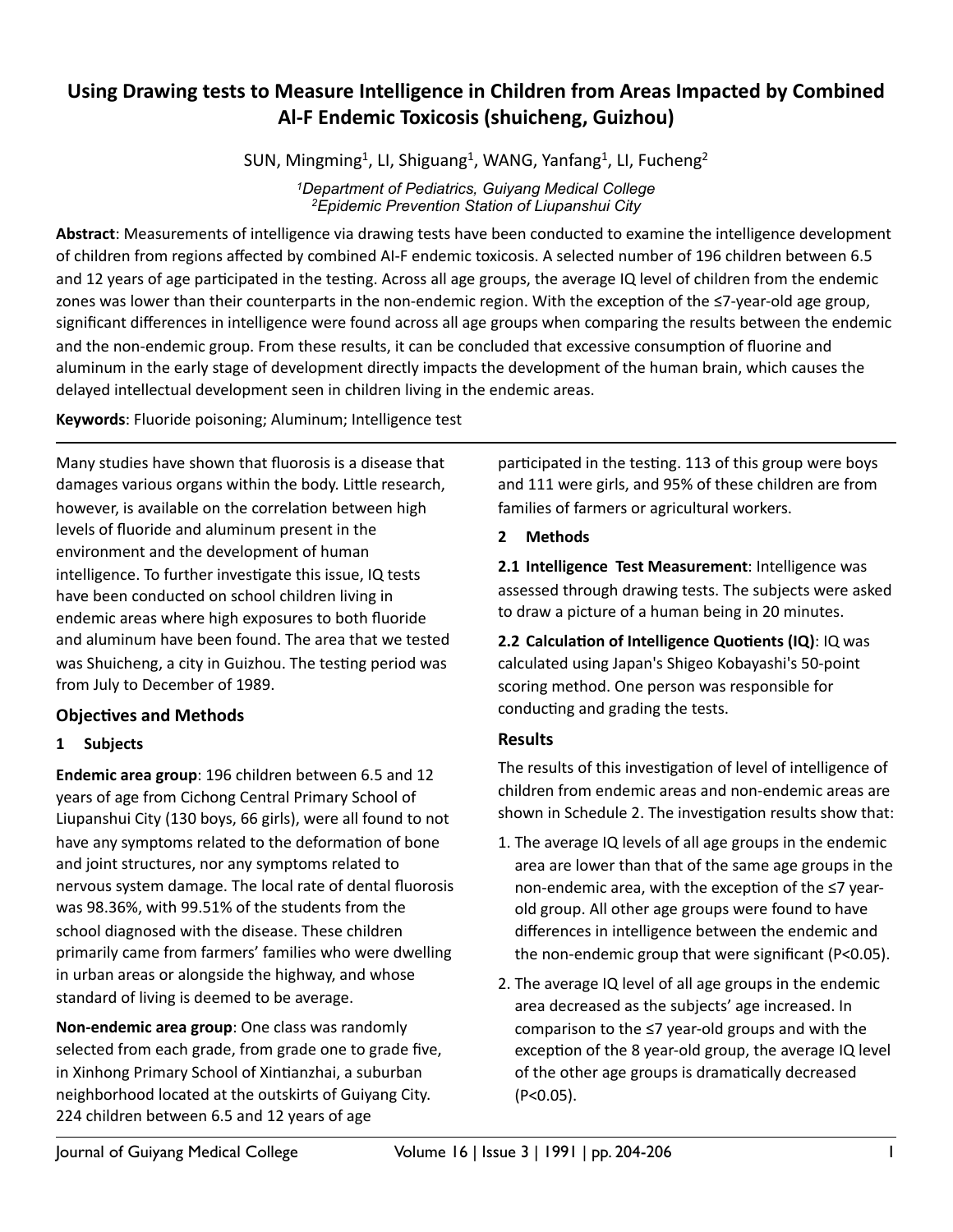# Using Drawing tests to Measure Intelligence in Children from Areas Impacted by Combined Al-F Endemic Toxicosis (shuicheng, Guizhou)

SUN, Mingming[1], LI, Shiguang[1], WANG, Yanfang[1], LI, Fucheng[2]

[1]*Department of Pediatrics, Guiyang Medical College*
[2]*Epidemic Prevention Station of Liupanshui City*

**Abstract**: Measurements of intelligence via drawing tests have been conducted to examine the intelligence development of children from regions affected by combined Al-F endemic toxicosis. A selected number of 196 children between 6.5 and 12 years of age participated in the testing. Across all age groups, the average IQ level of children from the endemic zones was lower than their counterparts in the non-endemic region. With the exception of the ≤7-year-old age group, significant differences in intelligence were found across all age groups when comparing the results between the endemic and the non-endemic group. From these results, it can be concluded that excessive consumption of fluorine and aluminum in the early stage of development directly impacts the development of the human brain, which causes the delayed intellectual development seen in children living in the endemic areas.

**Keywords**: Fluoride poisoning; Aluminum; Intelligence test

Many studies have shown that fluorosis is a disease that damages various organs within the body. Little research, however, is available on the correlation between high levels of fluoride and aluminum present in the environment and the development of human intelligence. To further investigate this issue, IQ tests have been conducted on school children living in endemic areas where high exposures to both fluoride and aluminum have been found. The area that we tested was Shuicheng, a city in Guizhou. The testing period was from July to December of 1989.

## Objectives and Methods

### 1 Subjects

**Endemic area group**: 196 children between 6.5 and 12 years of age from Cichong Central Primary School of Liupanshui City (130 boys, 66 girls), were all found to not have any symptoms related to the deformation of bone and joint structures, nor any symptoms related to nervous system damage. The local rate of dental fluorosis was 98.36%, with 99.51% of the students from the school diagnosed with the disease. These children primarily came from farmers' families who were dwelling in urban areas or alongside the highway, and whose standard of living is deemed to be average.

**Non-endemic area group**: One class was randomly selected from each grade, from grade one to grade five, in Xinhong Primary School of Xintianzhai, a suburban neighborhood located at the outskirts of Guiyang City. 224 children between 6.5 and 12 years of age participated in the testing. 113 of this group were boys and 111 were girls, and 95% of these children are from families of farmers or agricultural workers.

### 2 Methods

**2.1 Intelligence Test Measurement**: Intelligence was assessed through drawing tests. The subjects were asked to draw a picture of a human being in 20 minutes.

**2.2 Calculation of Intelligence Quotients (IQ)**: IQ was calculated using Japan's Shigeo Kobayashi's 50-point scoring method. One person was responsible for conducting and grading the tests.

## Results

The results of this investigation of level of intelligence of children from endemic areas and non-endemic areas are shown in Schedule 2. The investigation results show that:

1. The average IQ levels of all age groups in the endemic area are lower than that of the same age groups in the non-endemic area, with the exception of the ≤7 year-old group. All other age groups were found to have differences in intelligence between the endemic and the non-endemic group that were significant ($P<0.05$).
2. The average IQ level of all age groups in the endemic area decreased as the subjects' age increased. In comparison to the ≤7 year-old groups and with the exception of the 8 year-old group, the average IQ level of the other age groups is dramatically decreased ($P<0.05$).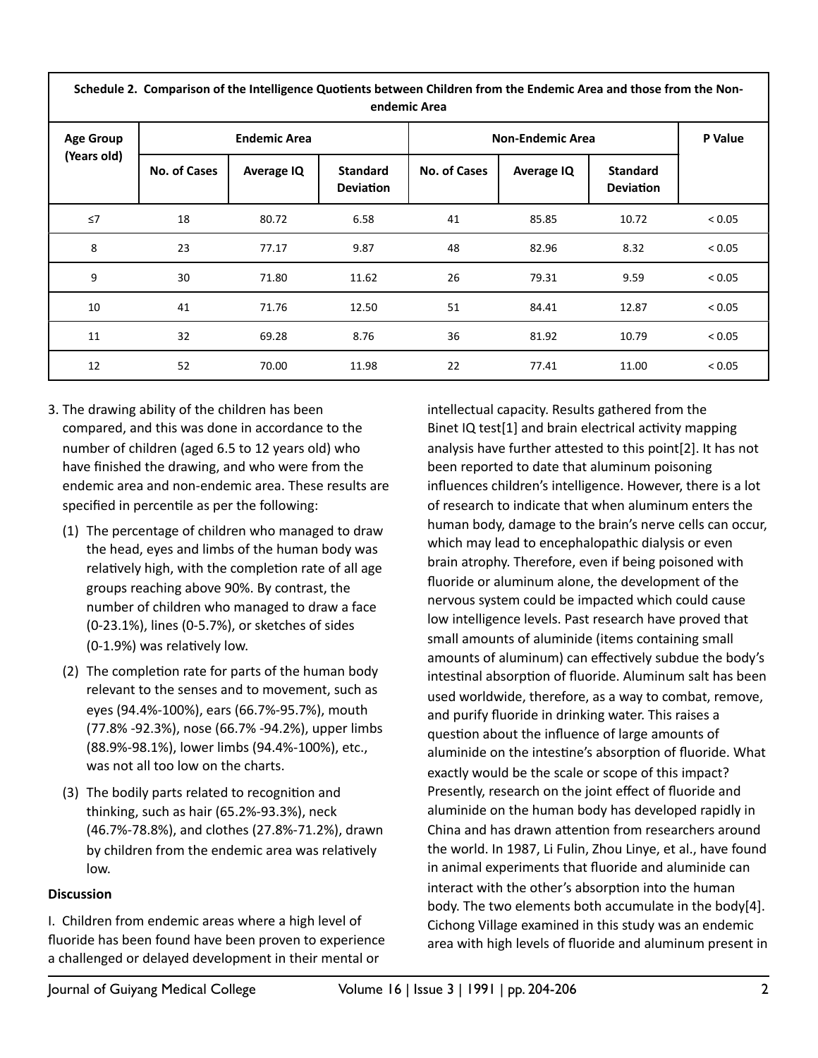**Schedule 2. Comparison of the Intelligence Quotients between Children from the Endemic Area and those from the Non-endemic Area**

| Age Group (Years old) | Endemic Area | | | Non-Endemic Area | | | P Value |
|---|---|---|---|---|---|---|---|
| | No. of Cases | Average IQ | Standard Deviation | No. of Cases | Average IQ | Standard Deviation | |
| ≤7 | 18 | 80.72 | 6.58 | 41 | 85.85 | 10.72 | < 0.05 |
| 8 | 23 | 77.17 | 9.87 | 48 | 82.96 | 8.32 | < 0.05 |
| 9 | 30 | 71.80 | 11.62 | 26 | 79.31 | 9.59 | < 0.05 |
| 10 | 41 | 71.76 | 12.50 | 51 | 84.41 | 12.87 | < 0.05 |
| 11 | 32 | 69.28 | 8.76 | 36 | 81.92 | 10.79 | < 0.05 |
| 12 | 52 | 70.00 | 11.98 | 22 | 77.41 | 11.00 | < 0.05 |

3. The drawing ability of the children has been compared, and this was done in accordance to the number of children (aged 6.5 to 12 years old) who have finished the drawing, and who were from the endemic area and non-endemic area. These results are specified in percentile as per the following:

   (1) The percentage of children who managed to draw the head, eyes and limbs of the human body was relatively high, with the completion rate of all age groups reaching above 90%. By contrast, the number of children who managed to draw a face (0-23.1%), lines (0-5.7%), or sketches of sides (0-1.9%) was relatively low.

   (2) The completion rate for parts of the human body relevant to the senses and to movement, such as eyes (94.4%-100%), ears (66.7%-95.7%), mouth (77.8% -92.3%), nose (66.7% -94.2%), upper limbs (88.9%-98.1%), lower limbs (94.4%-100%), etc., was not all too low on the charts.

   (3) The bodily parts related to recognition and thinking, such as hair (65.2%-93.3%), neck (46.7%-78.8%), and clothes (27.8%-71.2%), drawn by children from the endemic area was relatively low.

**Discussion**

I. Children from endemic areas where a high level of fluoride has been found have been proven to experience a challenged or delayed development in their mental or intellectual capacity. Results gathered from the Binet IQ test[1] and brain electrical activity mapping analysis have further attested to this point[2]. It has not been reported to date that aluminum poisoning influences children's intelligence. However, there is a lot of research to indicate that when aluminum enters the human body, damage to the brain's nerve cells can occur, which may lead to encephalopathic dialysis or even brain atrophy. Therefore, even if being poisoned with fluoride or aluminum alone, the development of the nervous system could be impacted which could cause low intelligence levels. Past research have proved that small amounts of aluminide (items containing small amounts of aluminum) can effectively subdue the body's intestinal absorption of fluoride. Aluminum salt has been used worldwide, therefore, as a way to combat, remove, and purify fluoride in drinking water. This raises a question about the influence of large amounts of aluminide on the intestine's absorption of fluoride. What exactly would be the scale or scope of this impact? Presently, research on the joint effect of fluoride and aluminide on the human body has developed rapidly in China and has drawn attention from researchers around the world. In 1987, Li Fulin, Zhou Linye, et al., have found in animal experiments that fluoride and aluminide can interact with the other's absorption into the human body. The two elements both accumulate in the body[4]. Cichong Village examined in this study was an endemic area with high levels of fluoride and aluminum present in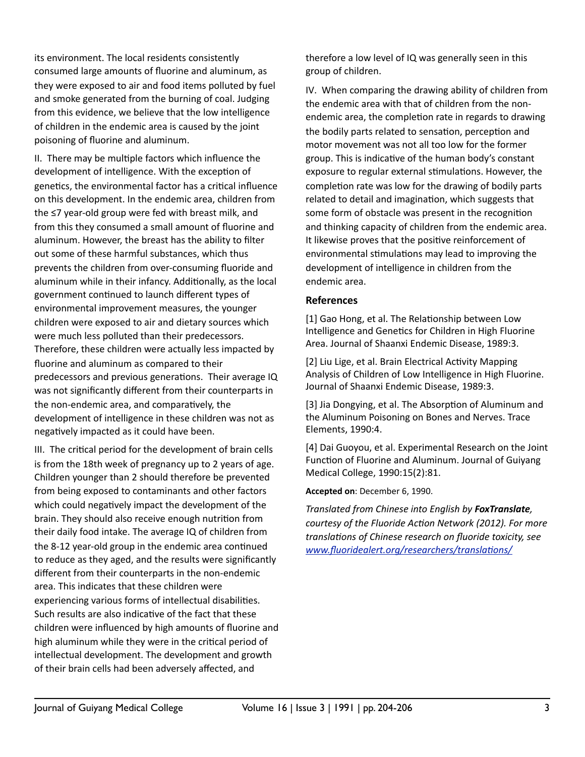its environment. The local residents consistently consumed large amounts of fluorine and aluminum, as they were exposed to air and food items polluted by fuel and smoke generated from the burning of coal. Judging from this evidence, we believe that the low intelligence of children in the endemic area is caused by the joint poisoning of fluorine and aluminum.

II. There may be multiple factors which influence the development of intelligence. With the exception of genetics, the environmental factor has a critical influence on this development. In the endemic area, children from the ≤7 year-old group were fed with breast milk, and from this they consumed a small amount of fluorine and aluminum. However, the breast has the ability to filter out some of these harmful substances, which thus prevents the children from over-consuming fluoride and aluminum while in their infancy. Additionally, as the local government continued to launch different types of environmental improvement measures, the younger children were exposed to air and dietary sources which were much less polluted than their predecessors. Therefore, these children were actually less impacted by fluorine and aluminum as compared to their predecessors and previous generations. Their average IQ was not significantly different from their counterparts in the non-endemic area, and comparatively, the development of intelligence in these children was not as negatively impacted as it could have been.

III. The critical period for the development of brain cells is from the 18th week of pregnancy up to 2 years of age. Children younger than 2 should therefore be prevented from being exposed to contaminants and other factors which could negatively impact the development of the brain. They should also receive enough nutrition from their daily food intake. The average IQ of children from the 8-12 year-old group in the endemic area continued to reduce as they aged, and the results were significantly different from their counterparts in the non-endemic area. This indicates that these children were experiencing various forms of intellectual disabilities. Such results are also indicative of the fact that these children were influenced by high amounts of fluorine and high aluminum while they were in the critical period of intellectual development. The development and growth of their brain cells had been adversely affected, and therefore a low level of IQ was generally seen in this group of children.

IV. When comparing the drawing ability of children from the endemic area with that of children from the non-endemic area, the completion rate in regards to drawing the bodily parts related to sensation, perception and motor movement was not all too low for the former group. This is indicative of the human body's constant exposure to regular external stimulations. However, the completion rate was low for the drawing of bodily parts related to detail and imagination, which suggests that some form of obstacle was present in the recognition and thinking capacity of children from the endemic area. It likewise proves that the positive reinforcement of environmental stimulations may lead to improving the development of intelligence in children from the endemic area.

### References

[1] Gao Hong, et al. The Relationship between Low Intelligence and Genetics for Children in High Fluorine Area. Journal of Shaanxi Endemic Disease, 1989:3.

[2] Liu Lige, et al. Brain Electrical Activity Mapping Analysis of Children of Low Intelligence in High Fluorine. Journal of Shaanxi Endemic Disease, 1989:3.

[3] Jia Dongying, et al. The Absorption of Aluminum and the Aluminum Poisoning on Bones and Nerves. Trace Elements, 1990:4.

[4] Dai Guoyou, et al. Experimental Research on the Joint Function of Fluorine and Aluminum. Journal of Guiyang Medical College, 1990:15(2):81.

**Accepted on**: December 6, 1990.

*Translated from Chinese into English by* ***FoxTranslate****, courtesy of the Fluoride Action Network (2012). For more translations of Chinese research on fluoride toxicity, see www.fluoridealert.org/researchers/translations/*